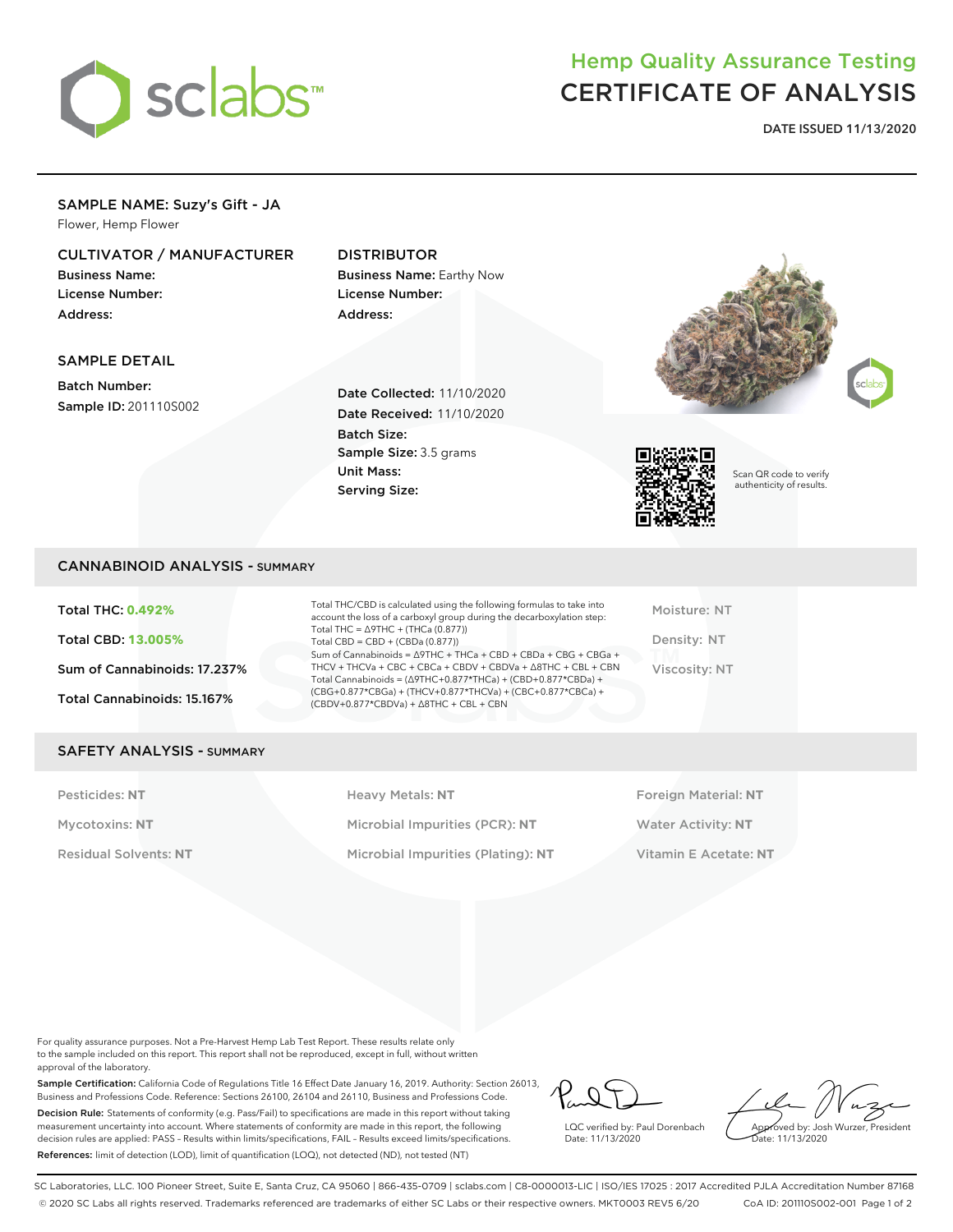# Hemp Quality Assurance Testing
# CERTIFICATE OF ANALYSIS

**DATE ISSUED 11/13/2020**

## SAMPLE NAME: Suzy's Gift - JA

Flower, Hemp Flower

### CULTIVATOR / MANUFACTURER

**Business Name:**
**License Number:**
**Address:**

### DISTRIBUTOR

**Business Name:** Earthy Now
**License Number:**
**Address:**

### SAMPLE DETAIL

**Batch Number:**
**Sample ID:** 201110S002

**Date Collected:** 11/10/2020
**Date Received:** 11/10/2020
**Batch Size:**
**Sample Size:** 3.5 grams
**Unit Mass:**
**Serving Size:**

Scan QR code to verify authenticity of results.

## CANNABINOID ANALYSIS - SUMMARY

**Total THC: 0.492%**

**Total CBD: 13.005%**

**Sum of Cannabinoids: 17.237%**

**Total Cannabinoids: 15.167%**

Total THC/CBD is calculated using the following formulas to take into account the loss of a carboxyl group during the decarboxylation step:
Total THC = Δ9THC + (THCa (0.877))
Total CBD = CBD + (CBDa (0.877))
Sum of Cannabinoids = Δ9THC + THCa + CBD + CBDa + CBG + CBGa + THCV + THCVa + CBC + CBCa + CBDV + CBDVa + Δ8THC + CBL + CBN
Total Cannabinoids = (Δ9THC+0.877*THCa) + (CBD+0.877*CBDa) + (CBG+0.877*CBGa) + (THCV+0.877*THCVa) + (CBC+0.877*CBCa) + (CBDV+0.877*CBDVa) + Δ8THC + CBL + CBN

Moisture: NT

Density: NT

Viscosity: NT

## SAFETY ANALYSIS - SUMMARY

| | | |
|---|---|---|
| Pesticides: NT | Heavy Metals: NT | Foreign Material: NT |
| Mycotoxins: NT | Microbial Impurities (PCR): NT | Water Activity: NT |
| Residual Solvents: NT | Microbial Impurities (Plating): NT | Vitamin E Acetate: NT |

For quality assurance purposes. Not a Pre-Harvest Hemp Lab Test Report. These results relate only to the sample included on this report. This report shall not be reproduced, except in full, without written approval of the laboratory.

**Sample Certification:** California Code of Regulations Title 16 Effect Date January 16, 2019. Authority: Section 26013, Business and Professions Code. Reference: Sections 26100, 26104 and 26110, Business and Professions Code.

**Decision Rule:** Statements of conformity (e.g. Pass/Fail) to specifications are made in this report without taking measurement uncertainty into account. Where statements of conformity are made in this report, the following decision rules are applied: PASS – Results within limits/specifications, FAIL – Results exceed limits/specifications.

**References:** limit of detection (LOD), limit of quantification (LOQ), not detected (ND), not tested (NT)

LQC verified by: Paul Dorenbach
Date: 11/13/2020

Approved by: Josh Wurzer, President
Date: 11/13/2020

SC Laboratories, LLC. 100 Pioneer Street, Suite E, Santa Cruz, CA 95060 | 866-435-0709 | sclabs.com | C8-0000013-LIC | ISO/IES 17025 : 2017 Accredited PJLA Accreditation Number 87168
© 2020 SC Labs all rights reserved. Trademarks referenced are trademarks of either SC Labs or their respective owners. MKT0003 REV5 6/20 CoA ID: 201110S002-001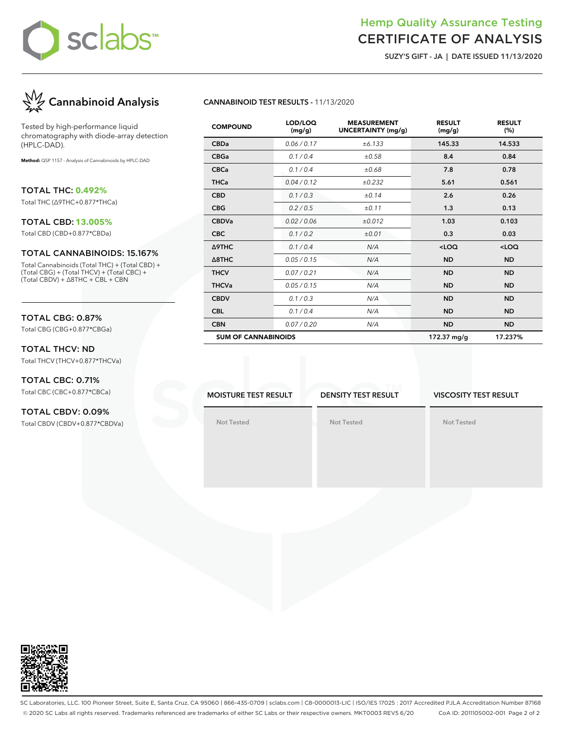# Hemp Quality Assurance Testing
# CERTIFICATE OF ANALYSIS

**SUZY'S GIFT - JA | DATE ISSUED 11/13/2020**

## Cannabinoid Analysis

Tested by high-performance liquid chromatography with diode-array detection (HPLC-DAD).

**Method:** QSP 1157 - Analysis of Cannabinoids by HPLC-DAD

### TOTAL THC: 0.492%

Total THC (Δ9THC+0.877*THCa)

### TOTAL CBD: 13.005%

Total CBD (CBD+0.877*CBDa)

### TOTAL CANNABINOIDS: 15.167%

Total Cannabinoids (Total THC) + (Total CBD) + (Total CBG) + (Total THCV) + (Total CBC) + (Total CBDV) + Δ8THC + CBL + CBN

### TOTAL CBG: 0.87%

Total CBG (CBG+0.877*CBGa)

### TOTAL THCV: ND

Total THCV (THCV+0.877*THCVa)

### TOTAL CBC: 0.71%

Total CBC (CBC+0.877*CBCa)

### TOTAL CBDV: 0.09%

Total CBDV (CBDV+0.877*CBDVa)

**CANNABINOID TEST RESULTS** - 11/13/2020

| COMPOUND | LOD/LOQ (mg/g) | MEASUREMENT UNCERTAINTY (mg/g) | RESULT (mg/g) | RESULT (%) |
|---|---|---|---|---|
| CBDa | 0.06 / 0.17 | ±6.133 | 145.33 | 14.533 |
| CBGa | 0.1 / 0.4 | ±0.58 | 8.4 | 0.84 |
| CBCa | 0.1 / 0.4 | ±0.68 | 7.8 | 0.78 |
| THCa | 0.04 / 0.12 | ±0.232 | 5.61 | 0.561 |
| CBD | 0.1 / 0.3 | ±0.14 | 2.6 | 0.26 |
| CBG | 0.2 / 0.5 | ±0.11 | 1.3 | 0.13 |
| CBDVa | 0.02 / 0.06 | ±0.012 | 1.03 | 0.103 |
| CBC | 0.1 / 0.2 | ±0.01 | 0.3 | 0.03 |
| Δ9THC | 0.1 / 0.4 | N/A | <LOQ | <LOQ |
| Δ8THC | 0.05 / 0.15 | N/A | ND | ND |
| THCV | 0.07 / 0.21 | N/A | ND | ND |
| THCVa | 0.05 / 0.15 | N/A | ND | ND |
| CBDV | 0.1 / 0.3 | N/A | ND | ND |
| CBL | 0.1 / 0.4 | N/A | ND | ND |
| CBN | 0.07 / 0.20 | N/A | ND | ND |
| **SUM OF CANNABINOIDS** | | | 172.37 mg/g | 17.237% |

| MOISTURE TEST RESULT | DENSITY TEST RESULT | VISCOSITY TEST RESULT |
|---|---|---|
| Not Tested | Not Tested | Not Tested |

SC Laboratories, LLC. 100 Pioneer Street, Suite E, Santa Cruz, CA 95060 | 866-435-0709 | sclabs.com | C8-0000013-LIC | ISO/IES 17025 : 2017 Accredited PJLA Accreditation Number 87168

© 2020 SC Labs all rights reserved. Trademarks referenced are trademarks of either SC Labs or their respective owners. MKT0003 REV5 6/20 CoA ID: 201110S002-001